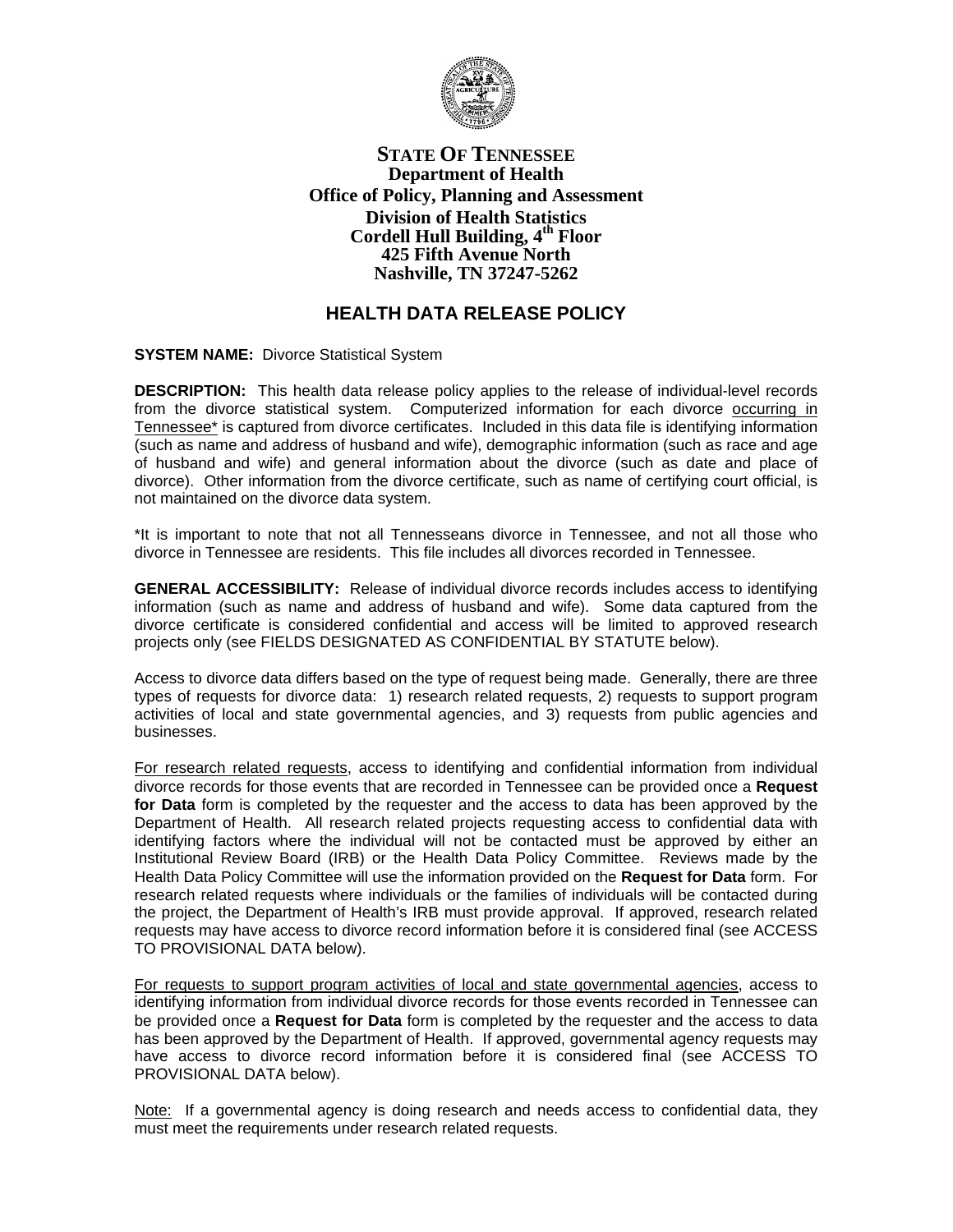**STATE OF TENNESSEE**
**Department of Health**
**Office of Policy, Planning and Assessment**
**Division of Health Statistics**
**Cordell Hull Building, 4th Floor**
**425 Fifth Avenue North**
**Nashville, TN 37247-5262**

# HEALTH DATA RELEASE POLICY

**SYSTEM NAME:** Divorce Statistical System

**DESCRIPTION:** This health data release policy applies to the release of individual-level records from the divorce statistical system. Computerized information for each divorce occurring in Tennessee* is captured from divorce certificates. Included in this data file is identifying information (such as name and address of husband and wife), demographic information (such as race and age of husband and wife) and general information about the divorce (such as date and place of divorce). Other information from the divorce certificate, such as name of certifying court official, is not maintained on the divorce data system.

*It is important to note that not all Tennesseans divorce in Tennessee, and not all those who divorce in Tennessee are residents. This file includes all divorces recorded in Tennessee.

**GENERAL ACCESSIBILITY:** Release of individual divorce records includes access to identifying information (such as name and address of husband and wife). Some data captured from the divorce certificate is considered confidential and access will be limited to approved research projects only (see FIELDS DESIGNATED AS CONFIDENTIAL BY STATUTE below).

Access to divorce data differs based on the type of request being made. Generally, there are three types of requests for divorce data: 1) research related requests, 2) requests to support program activities of local and state governmental agencies, and 3) requests from public agencies and businesses.

For research related requests, access to identifying and confidential information from individual divorce records for those events that are recorded in Tennessee can be provided once a **Request for Data** form is completed by the requester and the access to data has been approved by the Department of Health. All research related projects requesting access to confidential data with identifying factors where the individual will not be contacted must be approved by either an Institutional Review Board (IRB) or the Health Data Policy Committee. Reviews made by the Health Data Policy Committee will use the information provided on the **Request for Data** form. For research related requests where individuals or the families of individuals will be contacted during the project, the Department of Health's IRB must provide approval. If approved, research related requests may have access to divorce record information before it is considered final (see ACCESS TO PROVISIONAL DATA below).

For requests to support program activities of local and state governmental agencies, access to identifying information from individual divorce records for those events recorded in Tennessee can be provided once a **Request for Data** form is completed by the requester and the access to data has been approved by the Department of Health. If approved, governmental agency requests may have access to divorce record information before it is considered final (see ACCESS TO PROVISIONAL DATA below).

Note: If a governmental agency is doing research and needs access to confidential data, they must meet the requirements under research related requests.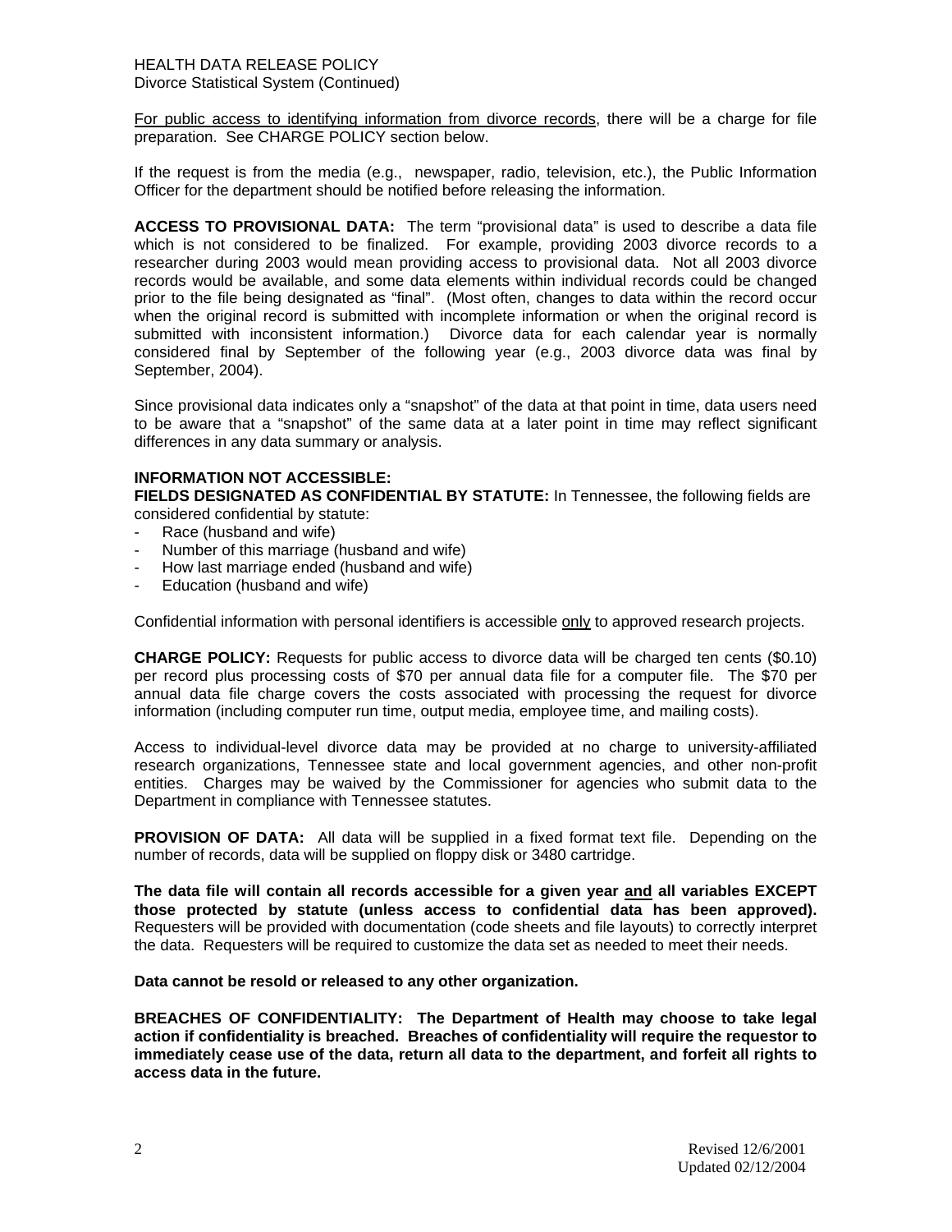For public access to identifying information from divorce records, there will be a charge for file preparation. See CHARGE POLICY section below.

If the request is from the media (e.g., newspaper, radio, television, etc.), the Public Information Officer for the department should be notified before releasing the information.

**ACCESS TO PROVISIONAL DATA:** The term "provisional data" is used to describe a data file which is not considered to be finalized. For example, providing 2003 divorce records to a researcher during 2003 would mean providing access to provisional data. Not all 2003 divorce records would be available, and some data elements within individual records could be changed prior to the file being designated as "final". (Most often, changes to data within the record occur when the original record is submitted with incomplete information or when the original record is submitted with inconsistent information.) Divorce data for each calendar year is normally considered final by September of the following year (e.g., 2003 divorce data was final by September, 2004).

Since provisional data indicates only a "snapshot" of the data at that point in time, data users need to be aware that a "snapshot" of the same data at a later point in time may reflect significant differences in any data summary or analysis.

**INFORMATION NOT ACCESSIBLE:**
**FIELDS DESIGNATED AS CONFIDENTIAL BY STATUTE:** In Tennessee, the following fields are considered confidential by statute:

- Race (husband and wife)
- Number of this marriage (husband and wife)
- How last marriage ended (husband and wife)
- Education (husband and wife)

Confidential information with personal identifiers is accessible only to approved research projects.

**CHARGE POLICY:** Requests for public access to divorce data will be charged ten cents ($0.10) per record plus processing costs of $70 per annual data file for a computer file. The $70 per annual data file charge covers the costs associated with processing the request for divorce information (including computer run time, output media, employee time, and mailing costs).

Access to individual-level divorce data may be provided at no charge to university-affiliated research organizations, Tennessee state and local government agencies, and other non-profit entities. Charges may be waived by the Commissioner for agencies who submit data to the Department in compliance with Tennessee statutes.

**PROVISION OF DATA:** All data will be supplied in a fixed format text file. Depending on the number of records, data will be supplied on floppy disk or 3480 cartridge.

**The data file will contain all records accessible for a given year and all variables EXCEPT those protected by statute (unless access to confidential data has been approved).** Requesters will be provided with documentation (code sheets and file layouts) to correctly interpret the data. Requesters will be required to customize the data set as needed to meet their needs.

**Data cannot be resold or released to any other organization.**

**BREACHES OF CONFIDENTIALITY: The Department of Health may choose to take legal action if confidentiality is breached. Breaches of confidentiality will require the requestor to immediately cease use of the data, return all data to the department, and forfeit all rights to access data in the future.**

Revised 12/6/2001
Updated 02/12/2004